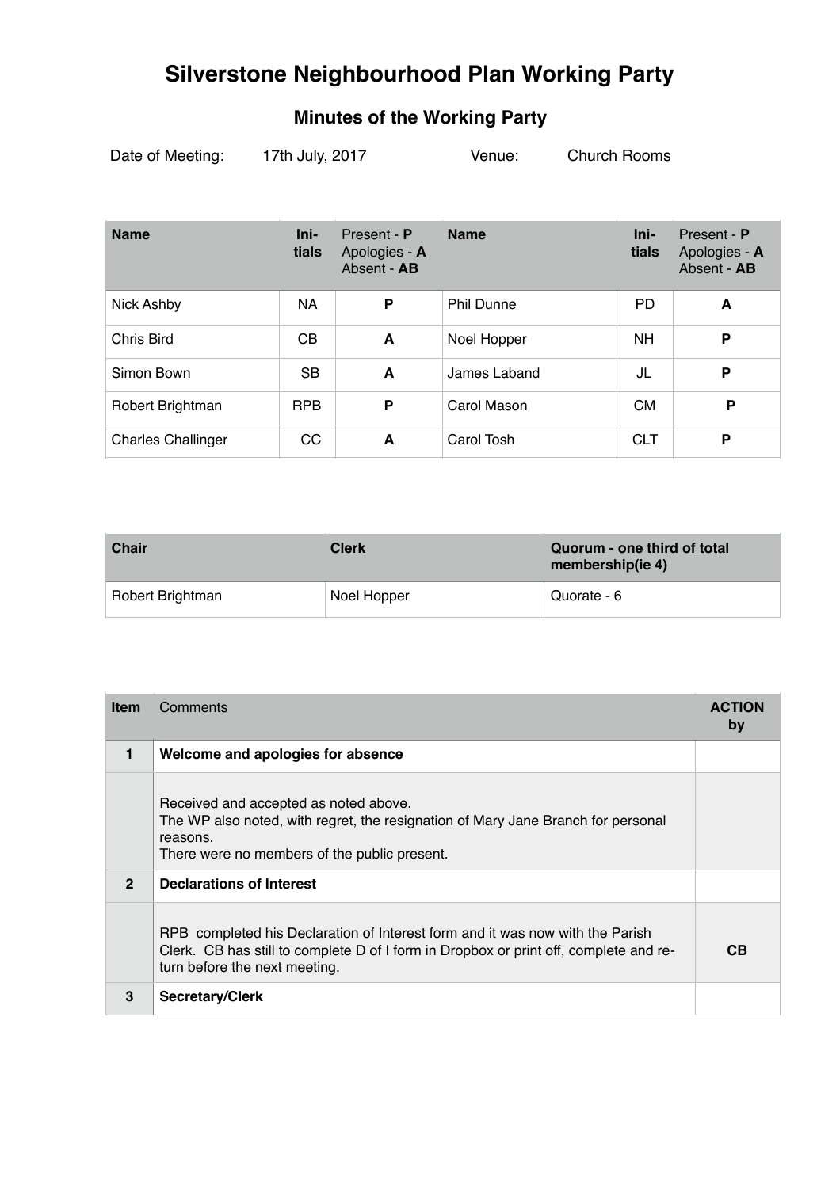# Silverstone Neighbourhood Plan Working Party

## Minutes of the Working Party

Date of Meeting: 17th July, 2017 Venue: Church Rooms

| Name | Ini-tials | Present - **P** Apologies - **A** Absent - **AB** | Name | Ini-tials | Present - **P** Apologies - **A** Absent - **AB** |
|---|---|---|---|---|---|
| Nick Ashby | NA | **P** | Phil Dunne | PD | **A** |
| Chris Bird | CB | **A** | Noel Hopper | NH | **P** |
| Simon Bown | SB | **A** | James Laband | JL | **P** |
| Robert Brightman | RPB | **P** | Carol Mason | CM | **P** |
| Charles Challinger | CC | **A** | Carol Tosh | CLT | **P** |

| Chair | Clerk | Quorum - one third of total membership(ie 4) |
|---|---|---|
| Robert Brightman | Noel Hopper | Quorate - 6 |

| Item | Comments | ACTION by |
|---|---|---|
| **1** | **Welcome and apologies for absence** | |
| | Received and accepted as noted above. The WP also noted, with regret, the resignation of Mary Jane Branch for personal reasons. There were no members of the public present. | |
| **2** | **Declarations of Interest** | |
| | RPB completed his Declaration of Interest form and it was now with the Parish Clerk. CB has still to complete D of I form in Dropbox or print off, complete and return before the next meeting. | **CB** |
| **3** | **Secretary/Clerk** | |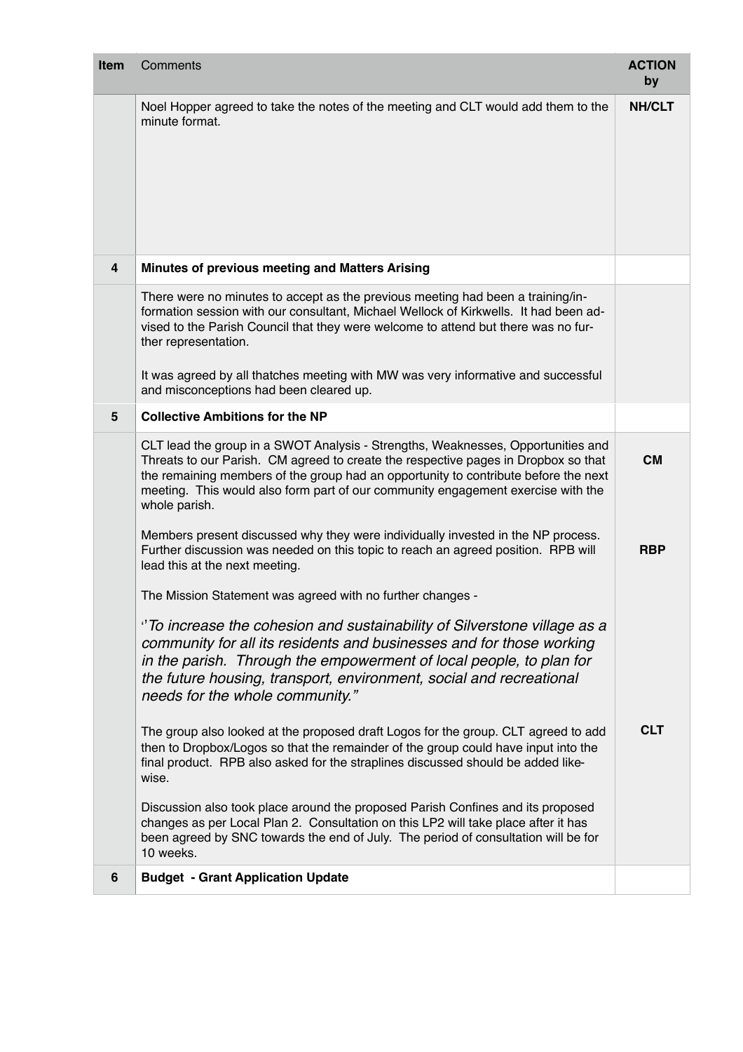| Item | Comments | ACTION by |
|---|---|---|
| | Noel Hopper agreed to take the notes of the meeting and CLT would add them to the minute format. | **NH/CLT** |
| **4** | **Minutes of previous meeting and Matters Arising** | |
| | There were no minutes to accept as the previous meeting had been a training/information session with our consultant, Michael Wellock of Kirkwells. It had been advised to the Parish Council that they were welcome to attend but there was no further representation.<br><br>It was agreed by all thatches meeting with MW was very informative and successful and misconceptions had been cleared up. | |
| **5** | **Collective Ambitions for the NP** | |
| | CLT lead the group in a SWOT Analysis - Strengths, Weaknesses, Opportunities and Threats to our Parish. CM agreed to create the respective pages in Dropbox so that the remaining members of the group had an opportunity to contribute before the next meeting. This would also form part of our community engagement exercise with the whole parish. | **CM** |
| | Members present discussed why they were individually invested in the NP process. Further discussion was needed on this topic to reach an agreed position. RPB will lead this at the next meeting. | **RBP** |
| | The Mission Statement was agreed with no further changes -<br><br>*"To increase the cohesion and sustainability of Silverstone village as a community for all its residents and businesses and for those working in the parish. Through the empowerment of local people, to plan for the future housing, transport, environment, social and recreational needs for the whole community."* | |
| | The group also looked at the proposed draft Logos for the group. CLT agreed to add then to Dropbox/Logos so that the remainder of the group could have input into the final product. RPB also asked for the straplines discussed should be added likewise. | **CLT** |
| | Discussion also took place around the proposed Parish Confines and its proposed changes as per Local Plan 2. Consultation on this LP2 will take place after it has been agreed by SNC towards the end of July. The period of consultation will be for 10 weeks. | |
| **6** | **Budget - Grant Application Update** | |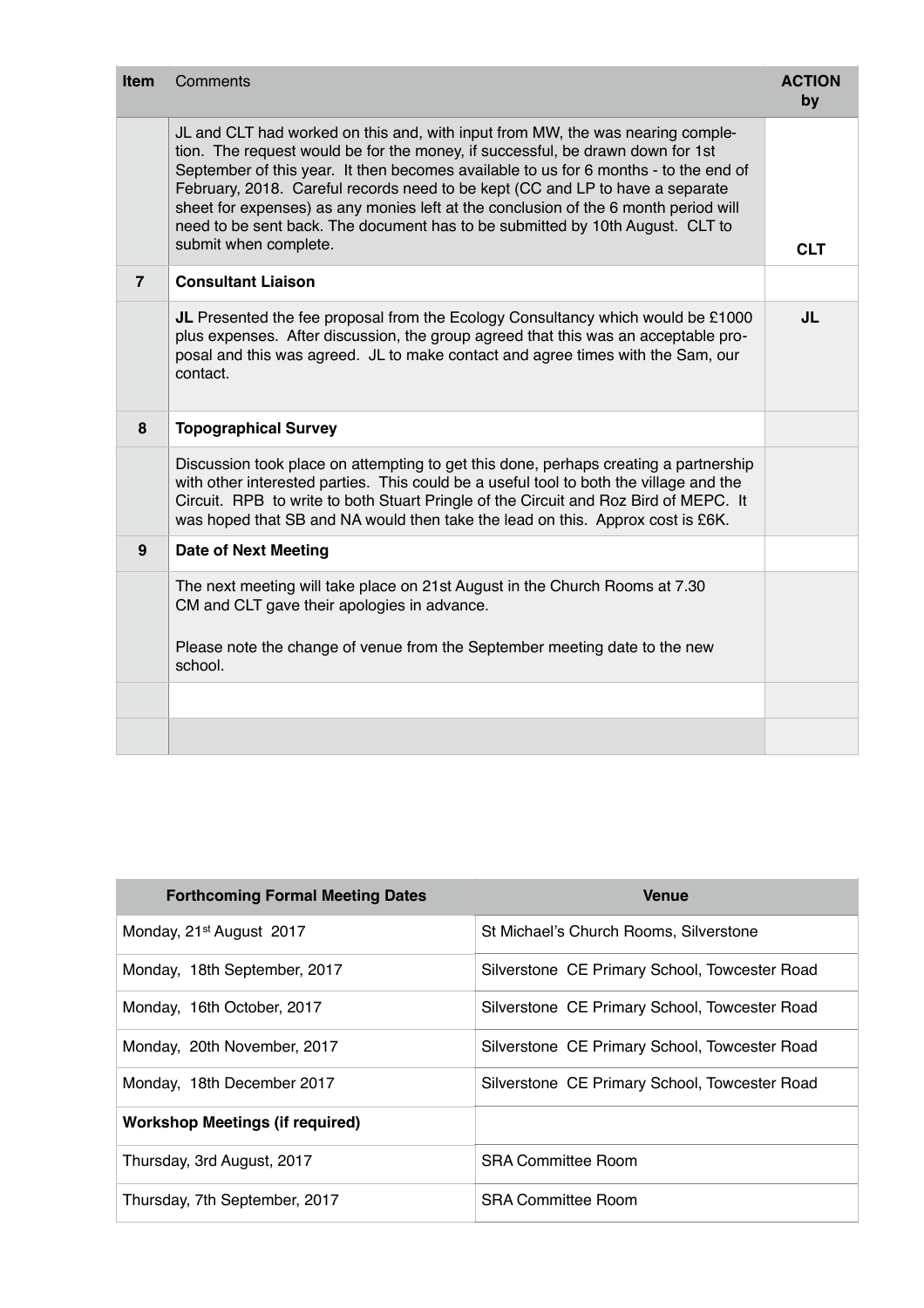| Item | Comments | ACTION by |
|---|---|---|
| | JL and CLT had worked on this and, with input from MW, the was nearing completion. The request would be for the money, if successful, be drawn down for 1st September of this year. It then becomes available to us for 6 months - to the end of February, 2018. Careful records need to be kept (CC and LP to have a separate sheet for expenses) as any monies left at the conclusion of the 6 month period will need to be sent back. The document has to be submitted by 10th August. CLT to submit when complete. | **CLT** |
| **7** | **Consultant Liaison** | |
| | **JL** Presented the fee proposal from the Ecology Consultancy which would be £1000 plus expenses. After discussion, the group agreed that this was an acceptable proposal and this was agreed. JL to make contact and agree times with the Sam, our contact. | **JL** |
| **8** | **Topographical Survey** | |
| | Discussion took place on attempting to get this done, perhaps creating a partnership with other interested parties. This could be a useful tool to both the village and the Circuit. RPB to write to both Stuart Pringle of the Circuit and Roz Bird of MEPC. It was hoped that SB and NA would then take the lead on this. Approx cost is £6K. | |
| **9** | **Date of Next Meeting** | |
| | The next meeting will take place on 21st August in the Church Rooms at 7.30<br>CM and CLT gave their apologies in advance.<br><br>Please note the change of venue from the September meeting date to the new school. | |
| | | |
| | | |

| Forthcoming Formal Meeting Dates | Venue |
|---|---|
| Monday, 21st August 2017 | St Michael's Church Rooms, Silverstone |
| Monday, 18th September, 2017 | Silverstone CE Primary School, Towcester Road |
| Monday, 16th October, 2017 | Silverstone CE Primary School, Towcester Road |
| Monday, 20th November, 2017 | Silverstone CE Primary School, Towcester Road |
| Monday, 18th December 2017 | Silverstone CE Primary School, Towcester Road |
| **Workshop Meetings (if required)** | |
| Thursday, 3rd August, 2017 | SRA Committee Room |
| Thursday, 7th September, 2017 | SRA Committee Room |